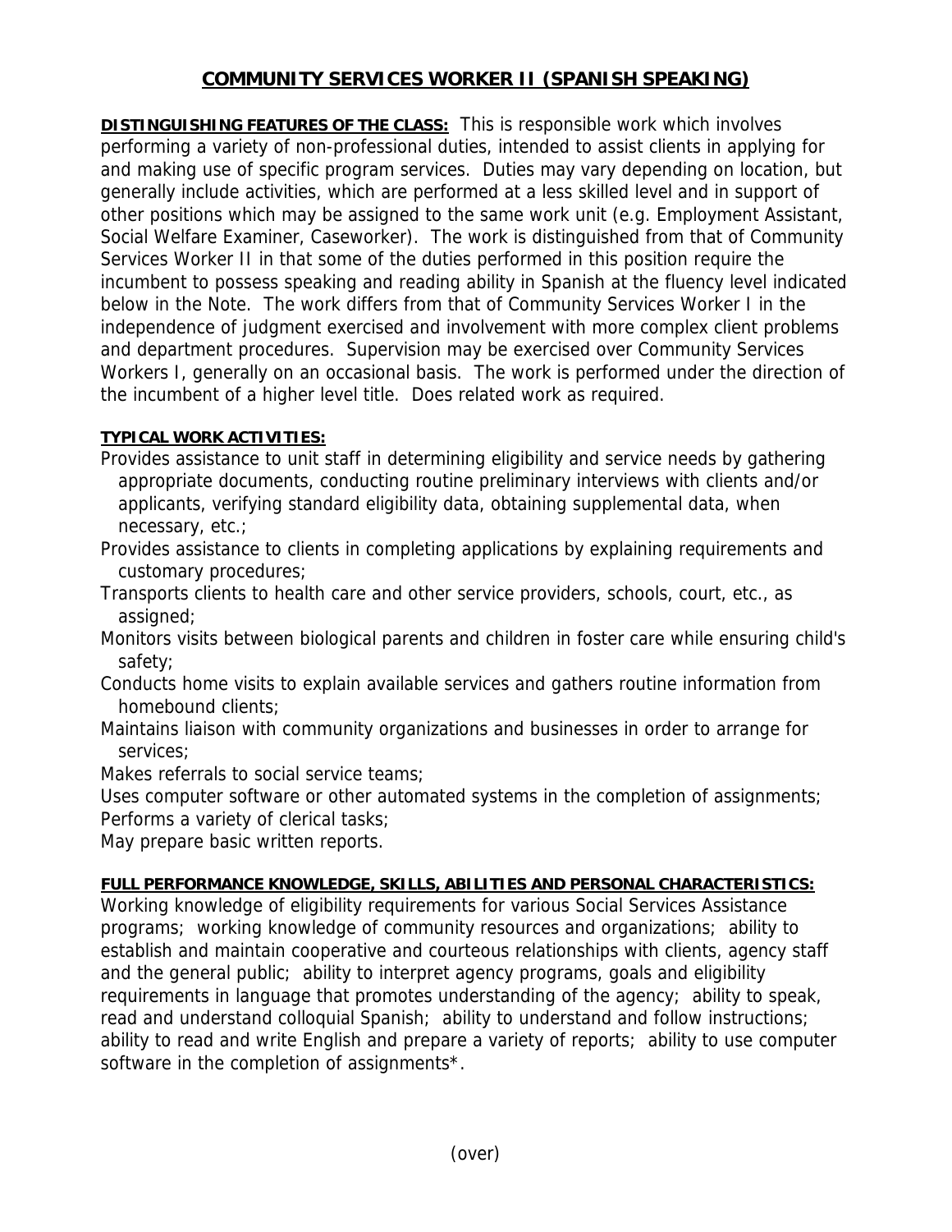# COMMUNITY SERVICES WORKER II (SPANISH SPEAKING)

**DISTINGUISHING FEATURES OF THE CLASS:** This is responsible work which involves performing a variety of non-professional duties, intended to assist clients in applying for and making use of specific program services. Duties may vary depending on location, but generally include activities, which are performed at a less skilled level and in support of other positions which may be assigned to the same work unit (e.g. Employment Assistant, Social Welfare Examiner, Caseworker). The work is distinguished from that of Community Services Worker II in that some of the duties performed in this position require the incumbent to possess speaking and reading ability in Spanish at the fluency level indicated below in the Note. The work differs from that of Community Services Worker I in the independence of judgment exercised and involvement with more complex client problems and department procedures. Supervision may be exercised over Community Services Workers I, generally on an occasional basis. The work is performed under the direction of the incumbent of a higher level title. Does related work as required.

**TYPICAL WORK ACTIVITIES:**

Provides assistance to unit staff in determining eligibility and service needs by gathering appropriate documents, conducting routine preliminary interviews with clients and/or applicants, verifying standard eligibility data, obtaining supplemental data, when necessary, etc.;

Provides assistance to clients in completing applications by explaining requirements and customary procedures;

Transports clients to health care and other service providers, schools, court, etc., as assigned;

Monitors visits between biological parents and children in foster care while ensuring child's safety;

Conducts home visits to explain available services and gathers routine information from homebound clients;

Maintains liaison with community organizations and businesses in order to arrange for services;

Makes referrals to social service teams;

Uses computer software or other automated systems in the completion of assignments;

Performs a variety of clerical tasks;

May prepare basic written reports.

**FULL PERFORMANCE KNOWLEDGE, SKILLS, ABILITIES AND PERSONAL CHARACTERISTICS:**

Working knowledge of eligibility requirements for various Social Services Assistance programs; working knowledge of community resources and organizations; ability to establish and maintain cooperative and courteous relationships with clients, agency staff and the general public; ability to interpret agency programs, goals and eligibility requirements in language that promotes understanding of the agency; ability to speak, read and understand colloquial Spanish; ability to understand and follow instructions; ability to read and write English and prepare a variety of reports; ability to use computer software in the completion of assignments*.

(over)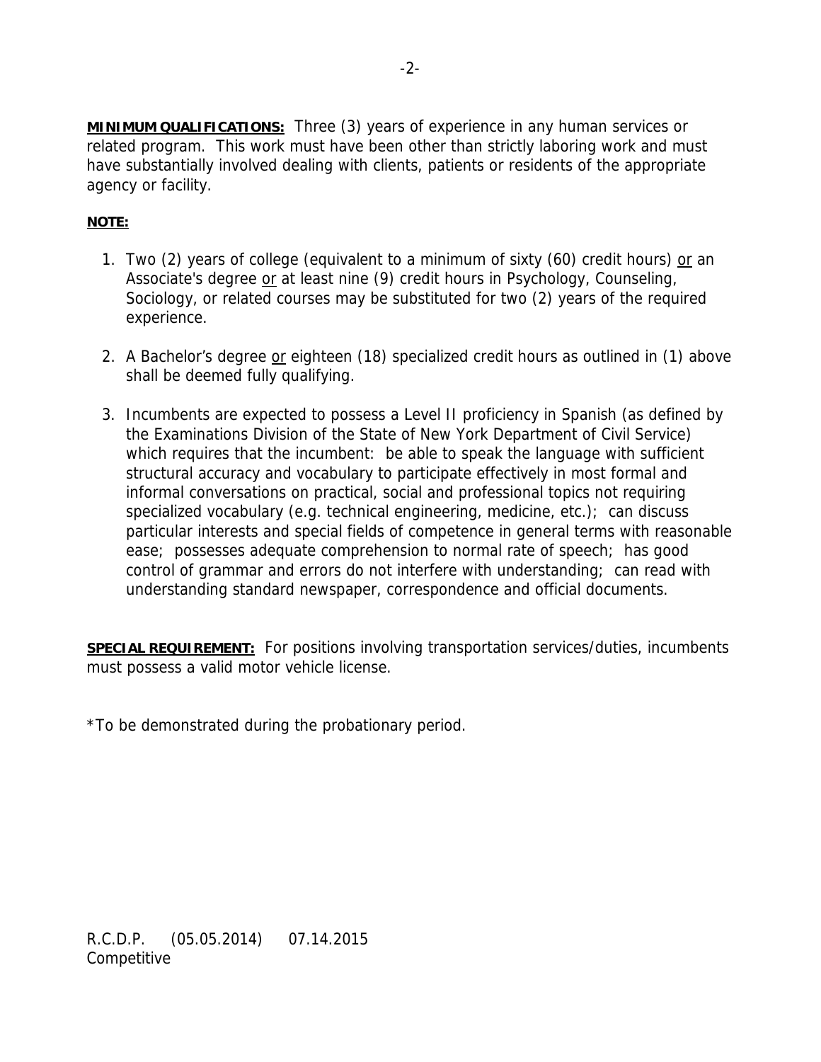**MINIMUM QUALIFICATIONS:** Three (3) years of experience in any human services or related program. This work must have been other than strictly laboring work and must have substantially involved dealing with clients, patients or residents of the appropriate agency or facility.

**NOTE:**

1. Two (2) years of college (equivalent to a minimum of sixty (60) credit hours) or an Associate's degree or at least nine (9) credit hours in Psychology, Counseling, Sociology, or related courses may be substituted for two (2) years of the required experience.

2. A Bachelor's degree or eighteen (18) specialized credit hours as outlined in (1) above shall be deemed fully qualifying.

3. Incumbents are expected to possess a Level II proficiency in Spanish (as defined by the Examinations Division of the State of New York Department of Civil Service) which requires that the incumbent: be able to speak the language with sufficient structural accuracy and vocabulary to participate effectively in most formal and informal conversations on practical, social and professional topics not requiring specialized vocabulary (e.g. technical engineering, medicine, etc.); can discuss particular interests and special fields of competence in general terms with reasonable ease; possesses adequate comprehension to normal rate of speech; has good control of grammar and errors do not interfere with understanding; can read with understanding standard newspaper, correspondence and official documents.

**SPECIAL REQUIREMENT:** For positions involving transportation services/duties, incumbents must possess a valid motor vehicle license.

*To be demonstrated during the probationary period.

R.C.D.P. (05.05.2014) 07.14.2015
Competitive